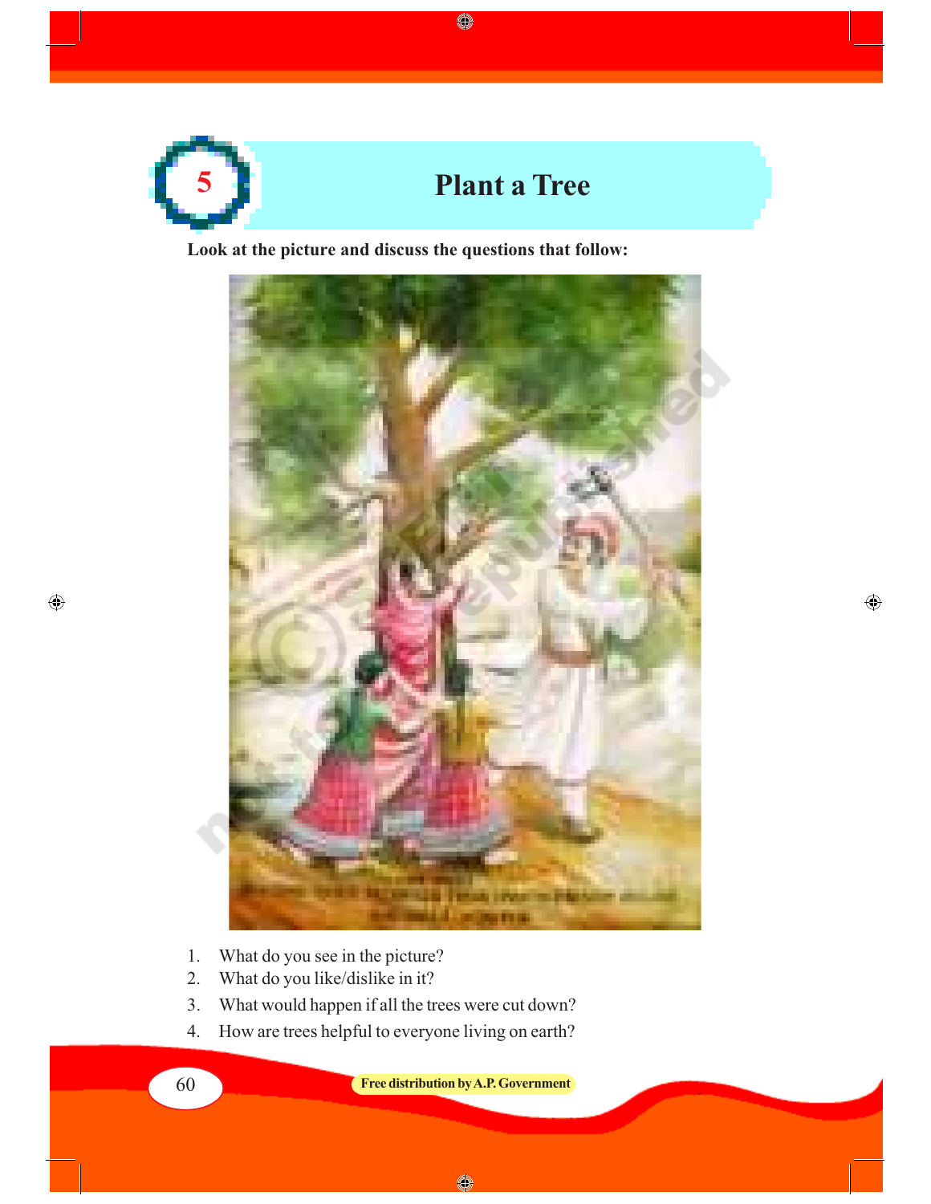# 5 Plant a Tree

**Look at the picture and discuss the questions that follow:**

1. What do you see in the picture?
2. What do you like/dislike in it?
3. What would happen if all the trees were cut down?
4. How are trees helpful to everyone living on earth?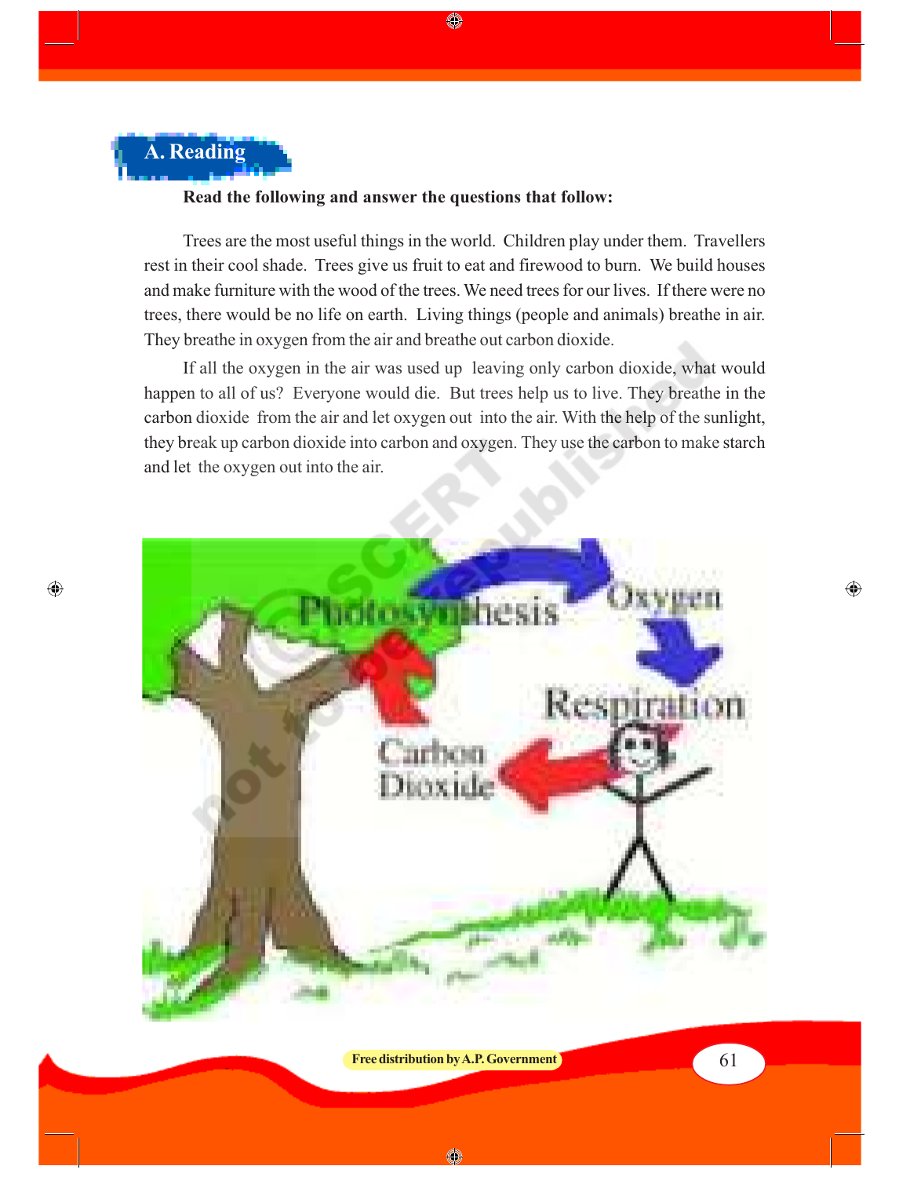## A. Reading

**Read the following and answer the questions that follow:**

Trees are the most useful things in the world. Children play under them. Travellers rest in their cool shade. Trees give us fruit to eat and firewood to burn. We build houses and make furniture with the wood of the trees. We need trees for our lives. If there were no trees, there would be no life on earth. Living things (people and animals) breathe in air. They breathe in oxygen from the air and breathe out carbon dioxide.

If all the oxygen in the air was used up leaving only carbon dioxide, what would happen to all of us? Everyone would die. But trees help us to live. They breathe in the carbon dioxide from the air and let oxygen out into the air. With the help of the sunlight, they break up carbon dioxide into carbon and oxygen. They use the carbon to make starch and let the oxygen out into the air.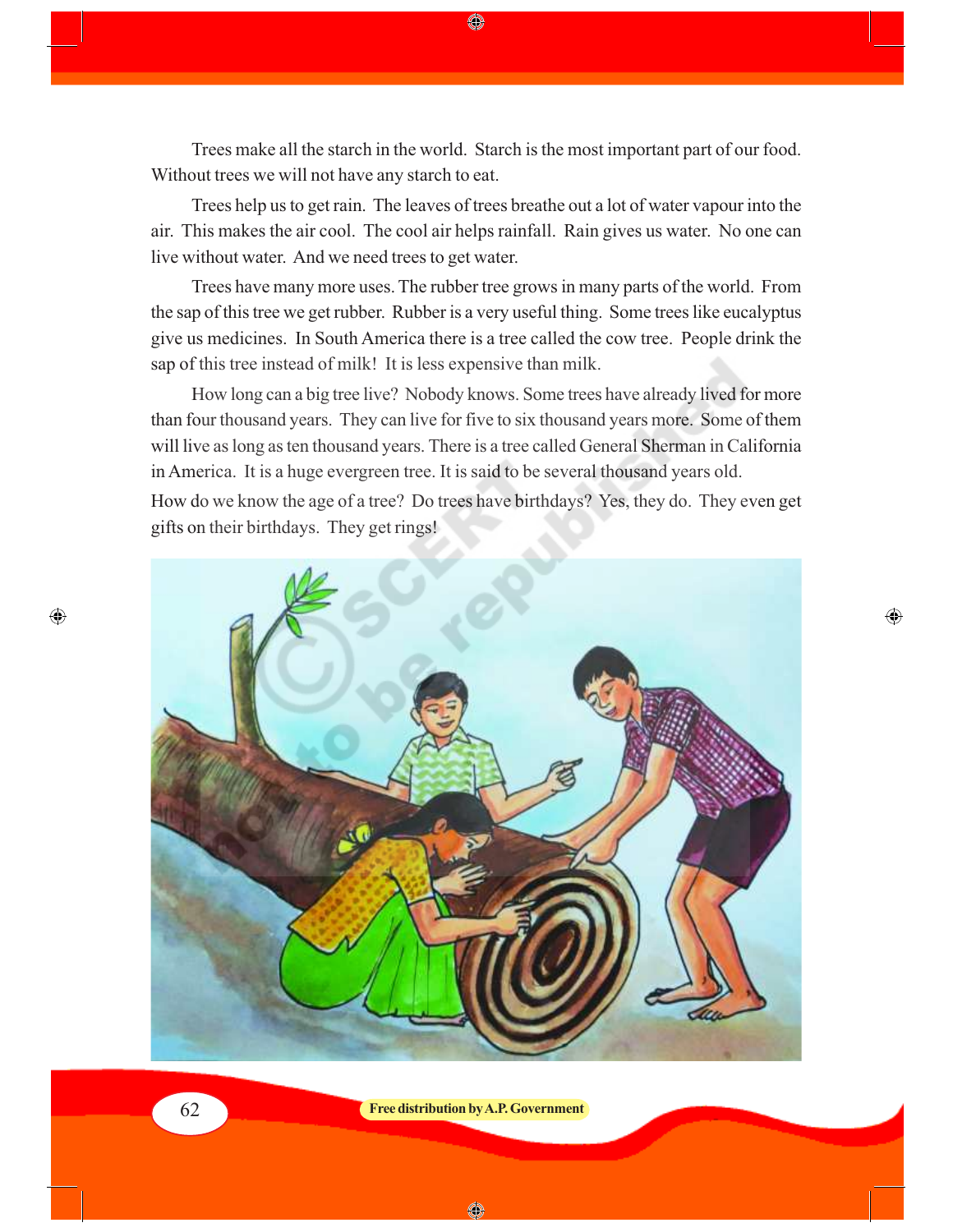Trees make all the starch in the world. Starch is the most important part of our food. Without trees we will not have any starch to eat.

Trees help us to get rain. The leaves of trees breathe out a lot of water vapour into the air. This makes the air cool. The cool air helps rainfall. Rain gives us water. No one can live without water. And we need trees to get water.

Trees have many more uses. The rubber tree grows in many parts of the world. From the sap of this tree we get rubber. Rubber is a very useful thing. Some trees like eucalyptus give us medicines. In South America there is a tree called the cow tree. People drink the sap of this tree instead of milk! It is less expensive than milk.

How long can a big tree live? Nobody knows. Some trees have already lived for more than four thousand years. They can live for five to six thousand years more. Some of them will live as long as ten thousand years. There is a tree called General Sherman in California in America. It is a huge evergreen tree. It is said to be several thousand years old.

How do we know the age of a tree? Do trees have birthdays? Yes, they do. They even get gifts on their birthdays. They get rings!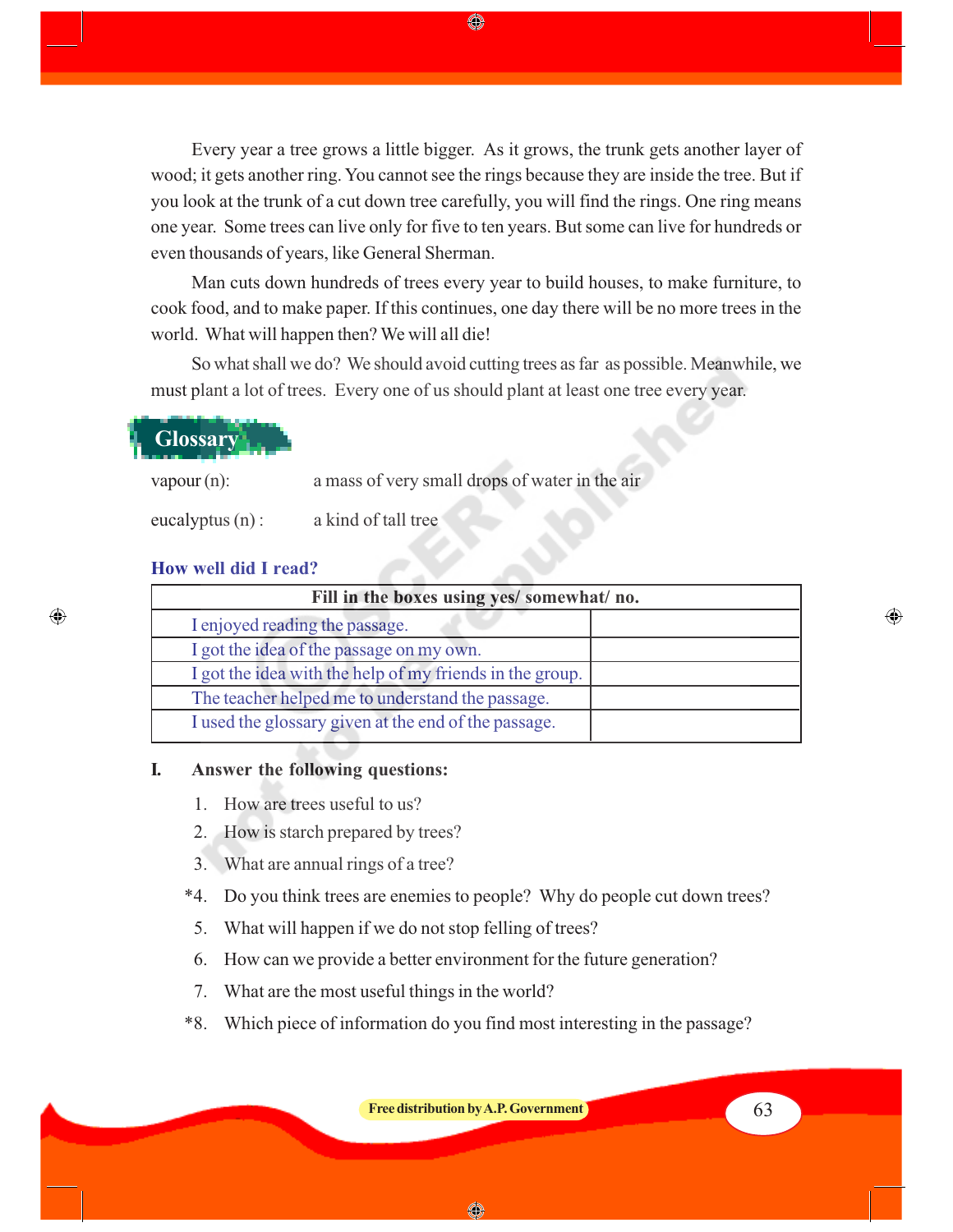Every year a tree grows a little bigger. As it grows, the trunk gets another layer of wood; it gets another ring. You cannot see the rings because they are inside the tree. But if you look at the trunk of a cut down tree carefully, you will find the rings. One ring means one year. Some trees can live only for five to ten years. But some can live for hundreds or even thousands of years, like General Sherman.

Man cuts down hundreds of trees every year to build houses, to make furniture, to cook food, and to make paper. If this continues, one day there will be no more trees in the world. What will happen then? We will all die!

So what shall we do? We should avoid cutting trees as far as possible. Meanwhile, we must plant a lot of trees. Every one of us should plant at least one tree every year.

## Glossary

vapour (n): a mass of very small drops of water in the air

eucalyptus (n) : a kind of tall tree

### How well did I read?

| Fill in the boxes using yes/ somewhat/ no. | |
|---|---|
| I enjoyed reading the passage. | |
| I got the idea of the passage on my own. | |
| I got the idea with the help of my friends in the group. | |
| The teacher helped me to understand the passage. | |
| I used the glossary given at the end of the passage. | |

**I. Answer the following questions:**

1. How are trees useful to us?
2. How is starch prepared by trees?
3. What are annual rings of a tree?

*4. Do you think trees are enemies to people? Why do people cut down trees?

5. What will happen if we do not stop felling of trees?
6. How can we provide a better environment for the future generation?
7. What are the most useful things in the world?

*8. Which piece of information do you find most interesting in the passage?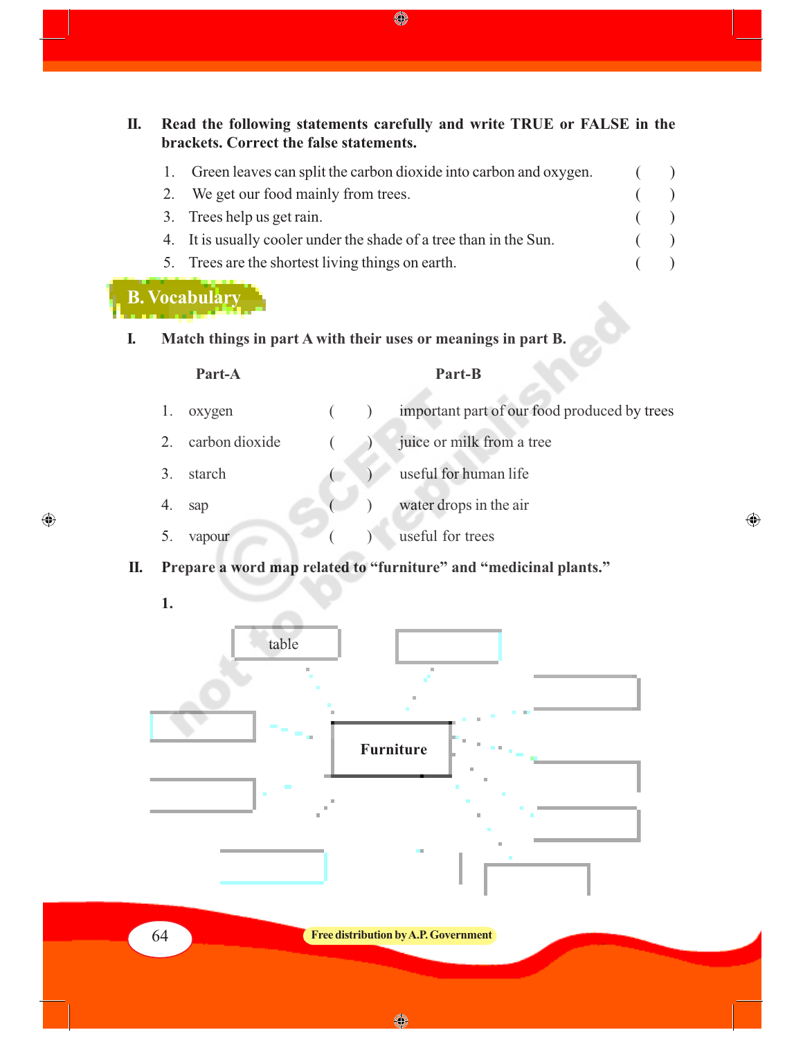**II. Read the following statements carefully and write TRUE or FALSE in the brackets. Correct the false statements.**

1. Green leaves can split the carbon dioxide into carbon and oxygen. ( )
2. We get our food mainly from trees. ( )
3. Trees help us get rain. ( )
4. It is usually cooler under the shade of a tree than in the Sun. ( )
5. Trees are the shortest living things on earth. ( )

## B. Vocabulary

**I. Match things in part A with their uses or meanings in part B.**

| Part-A | | Part-B |
|---|---|---|
| 1. oxygen | ( ) | important part of our food produced by trees |
| 2. carbon dioxide | ( ) | juice or milk from a tree |
| 3. starch | ( ) | useful for human life |
| 4. sap | ( ) | water drops in the air |
| 5. vapour | ( ) | useful for trees |

**II. Prepare a word map related to "furniture" and "medicinal plants."**

**1.**

Furniture

table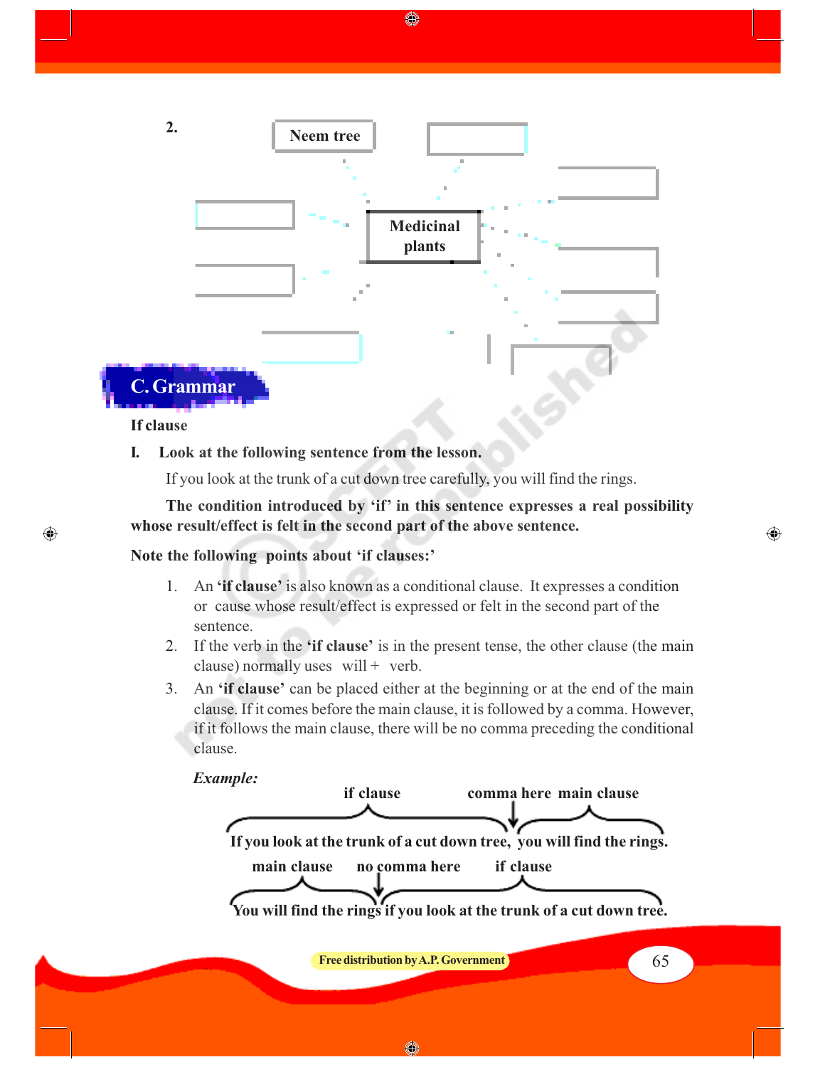2.

Neem tree

Medicinal plants

## C. Grammar

**If clause**

**I. Look at the following sentence from the lesson.**

If you look at the trunk of a cut down tree carefully, you will find the rings.

**The condition introduced by 'if' in this sentence expresses a real possibility whose result/effect is felt in the second part of the above sentence.**

**Note the following points about 'if clauses:'**

1. An **'if clause'** is also known as a conditional clause. It expresses a condition or cause whose result/effect is expressed or felt in the second part of the sentence.
2. If the verb in the **'if clause'** is in the present tense, the other clause (the main clause) normally uses will + verb.
3. An **'if clause'** can be placed either at the beginning or at the end of the main clause. If it comes before the main clause, it is followed by a comma. However, if it follows the main clause, there will be no comma preceding the conditional clause.

***Example:***

**if clause** — **comma here** — **main clause**

**If you look at the trunk of a cut down tree, you will find the rings.**

**main clause** — **no comma here** — **if clause**

**You will find the rings if you look at the trunk of a cut down tree.**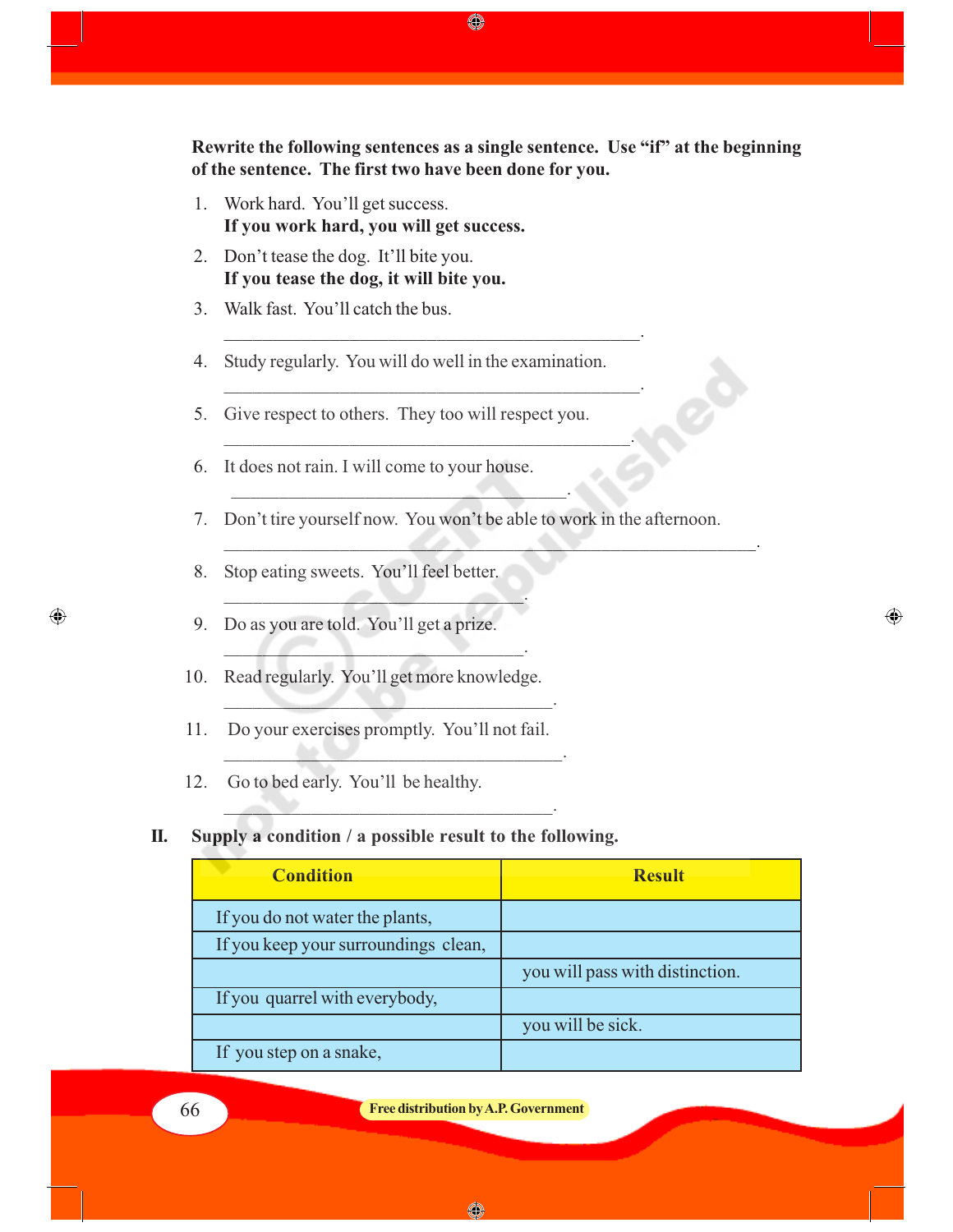**Rewrite the following sentences as a single sentence. Use "if" at the beginning of the sentence. The first two have been done for you.**

1. Work hard. You'll get success.
   **If you work hard, you will get success.**
2. Don't tease the dog. It'll bite you.
   **If you tease the dog, it will bite you.**
3. Walk fast. You'll catch the bus.
   ______________________________________________.
4. Study regularly. You will do well in the examination.
   ______________________________________________.
5. Give respect to others. They too will respect you.
   ______________________________________________.
6. It does not rain. I will come to your house.
   ______________________________________________.
7. Don't tire yourself now. You won't be able to work in the afternoon.
   ____________________________________________________________.
8. Stop eating sweets. You'll feel better.
   __________________________________.
9. Do as you are told. You'll get a prize.
   __________________________________.
10. Read regularly. You'll get more knowledge.
    ______________________________________.
11. Do your exercises promptly. You'll not fail.
    ______________________________________.
12. Go to bed early. You'll be healthy.
    ______________________________________.

**II. Supply a condition / a possible result to the following.**

| Condition | Result |
|---|---|
| If you do not water the plants, | |
| If you keep your surroundings clean, | |
| | you will pass with distinction. |
| If you quarrel with everybody, | |
| | you will be sick. |
| If you step on a snake, | |

Free distribution by A.P. Government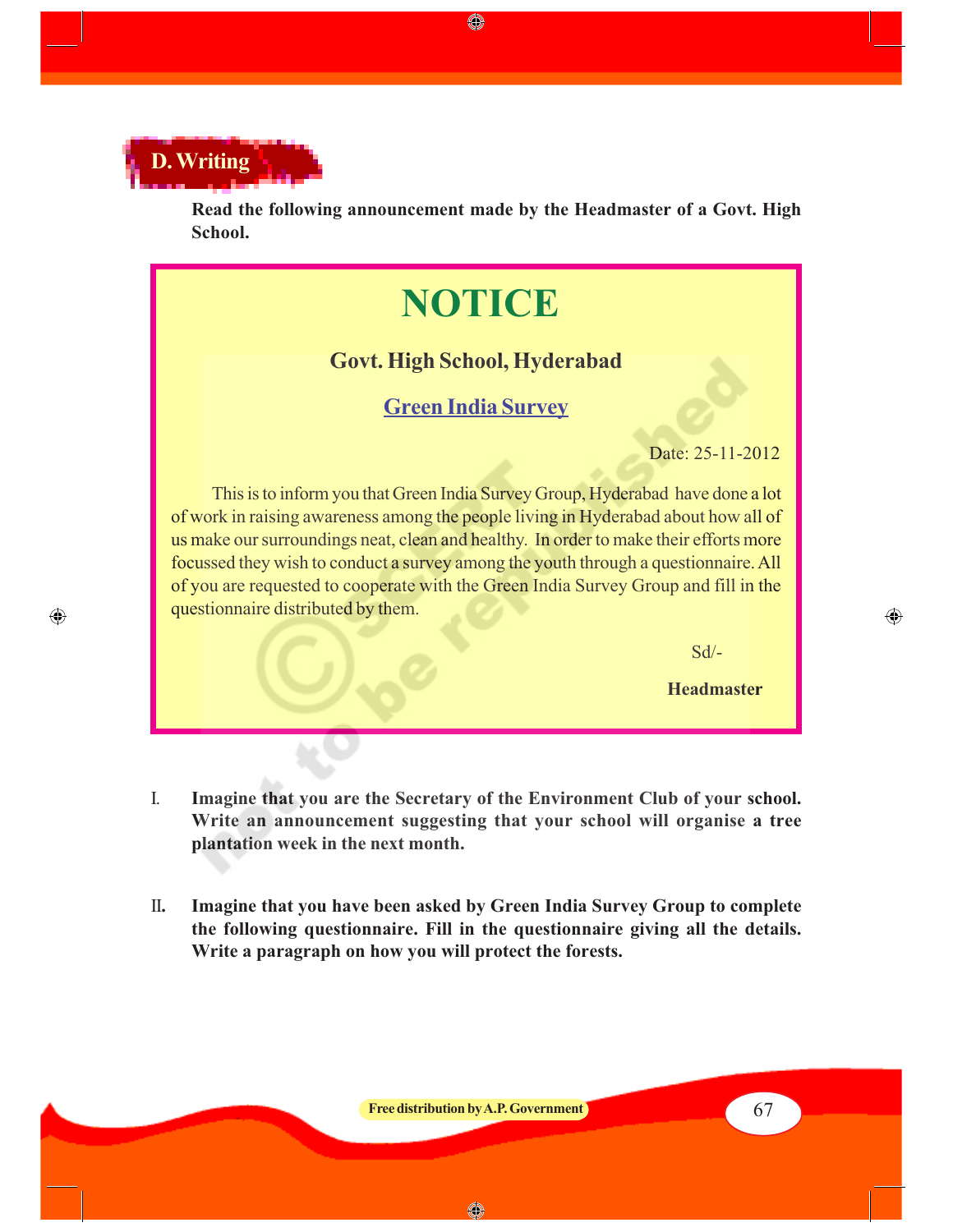## D. Writing

**Read the following announcement made by the Headmaster of a Govt. High School.**

# NOTICE

### Govt. High School, Hyderabad

### Green India Survey

Date: 25-11-2012

This is to inform you that Green India Survey Group, Hyderabad have done a lot of work in raising awareness among the people living in Hyderabad about how all of us make our surroundings neat, clean and healthy. In order to make their efforts more focussed they wish to conduct a survey among the youth through a questionnaire. All of you are requested to cooperate with the Green India Survey Group and fill in the questionnaire distributed by them.

Sd/-

**Headmaster**

I. **Imagine that you are the Secretary of the Environment Club of your school. Write an announcement suggesting that your school will organise a tree plantation week in the next month.**

II. **Imagine that you have been asked by Green India Survey Group to complete the following questionnaire. Fill in the questionnaire giving all the details. Write a paragraph on how you will protect the forests.**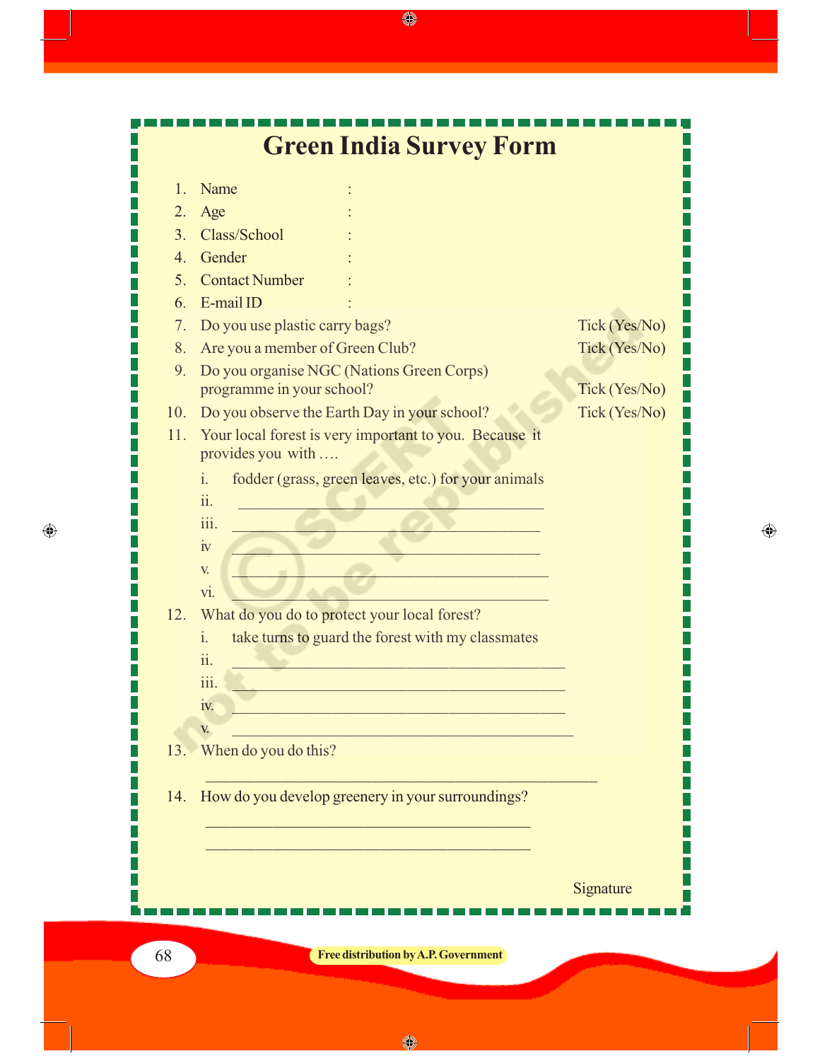# Green India Survey Form

1. Name :
2. Age :
3. Class/School :
4. Gender :
5. Contact Number :
6. E-mail ID :
7. Do you use plastic carry bags? Tick (Yes/No)
8. Are you a member of Green Club? Tick (Yes/No)
9. Do you organise NGC (Nations Green Corps) programme in your school? Tick (Yes/No)
10. Do you observe the Earth Day in your school? Tick (Yes/No)
11. Your local forest is very important to you. Because it provides you with ….
    - i. fodder (grass, green leaves, etc.) for your animals
    - ii. ________________________________________
    - iii. ________________________________________
    - iv ________________________________________
    - v. ________________________________________
    - vi. ________________________________________
12. What do you do to protect your local forest?
    - i. take turns to guard the forest with my classmates
    - ii. ________________________________________
    - iii. ________________________________________
    - iv. ________________________________________
    - v. ________________________________________
13. When do you do this?

    ____________________________________________________

14. How do you develop greenery in your surroundings?

    ____________________________________________

    ____________________________________________

Signature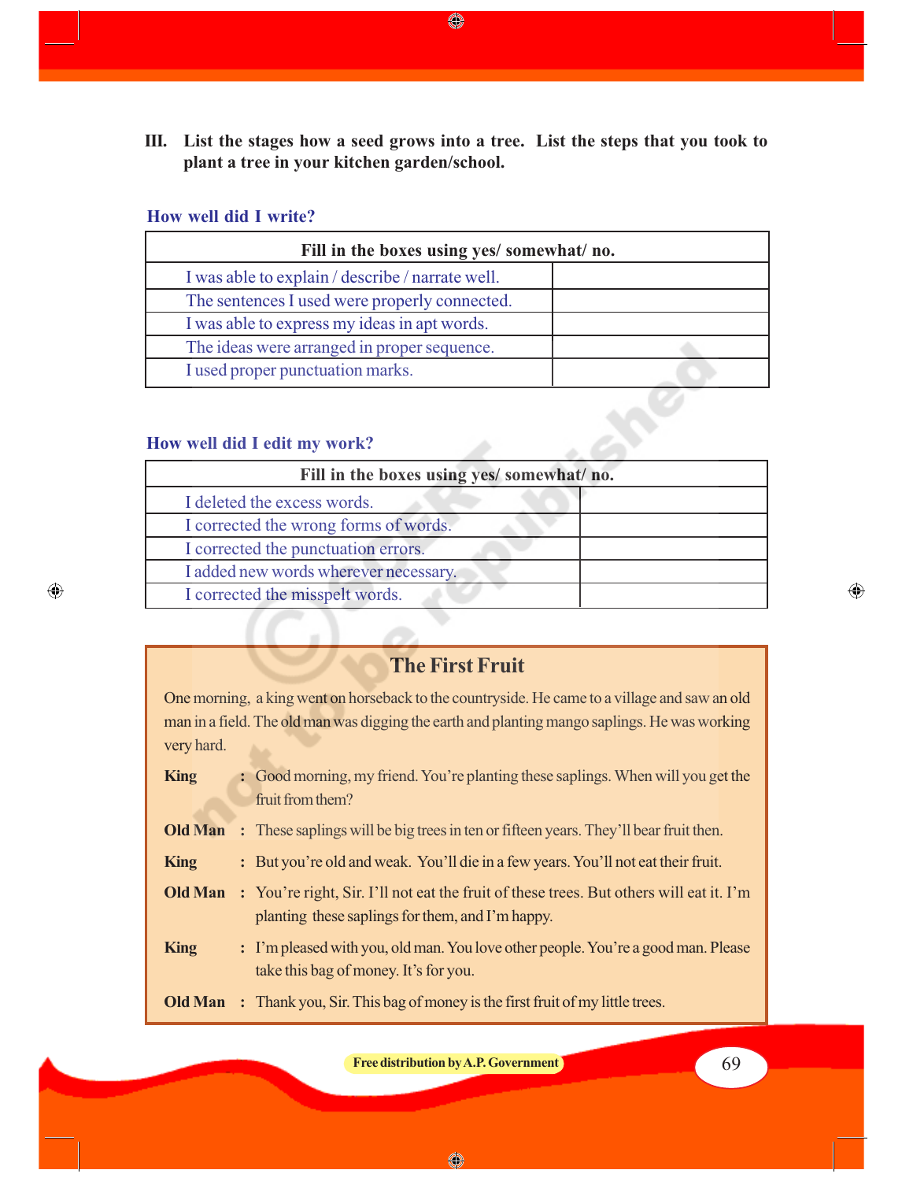**III.** **List the stages how a seed grows into a tree. List the steps that you took to plant a tree in your kitchen garden/school.**

### How well did I write?

| Fill in the boxes using yes/ somewhat/ no. | |
|---|---|
| I was able to explain / describe / narrate well. | |
| The sentences I used were properly connected. | |
| I was able to express my ideas in apt words. | |
| The ideas were arranged in proper sequence. | |
| I used proper punctuation marks. | |

### How well did I edit my work?

| Fill in the boxes using yes/ somewhat/ no. | |
|---|---|
| I deleted the excess words. | |
| I corrected the wrong forms of words. | |
| I corrected the punctuation errors. | |
| I added new words wherever necessary. | |
| I corrected the misspelt words. | |

## The First Fruit

One morning, a king went on horseback to the countryside. He came to a village and saw an old man in a field. The old man was digging the earth and planting mango saplings. He was working very hard.

**King** : Good morning, my friend. You're planting these saplings. When will you get the fruit from them?

**Old Man** : These saplings will be big trees in ten or fifteen years. They'll bear fruit then.

**King** : But you're old and weak. You'll die in a few years. You'll not eat their fruit.

**Old Man** : You're right, Sir. I'll not eat the fruit of these trees. But others will eat it. I'm planting these saplings for them, and I'm happy.

**King** : I'm pleased with you, old man. You love other people. You're a good man. Please take this bag of money. It's for you.

**Old Man** : Thank you, Sir. This bag of money is the first fruit of my little trees.

Free distribution by A.P. Government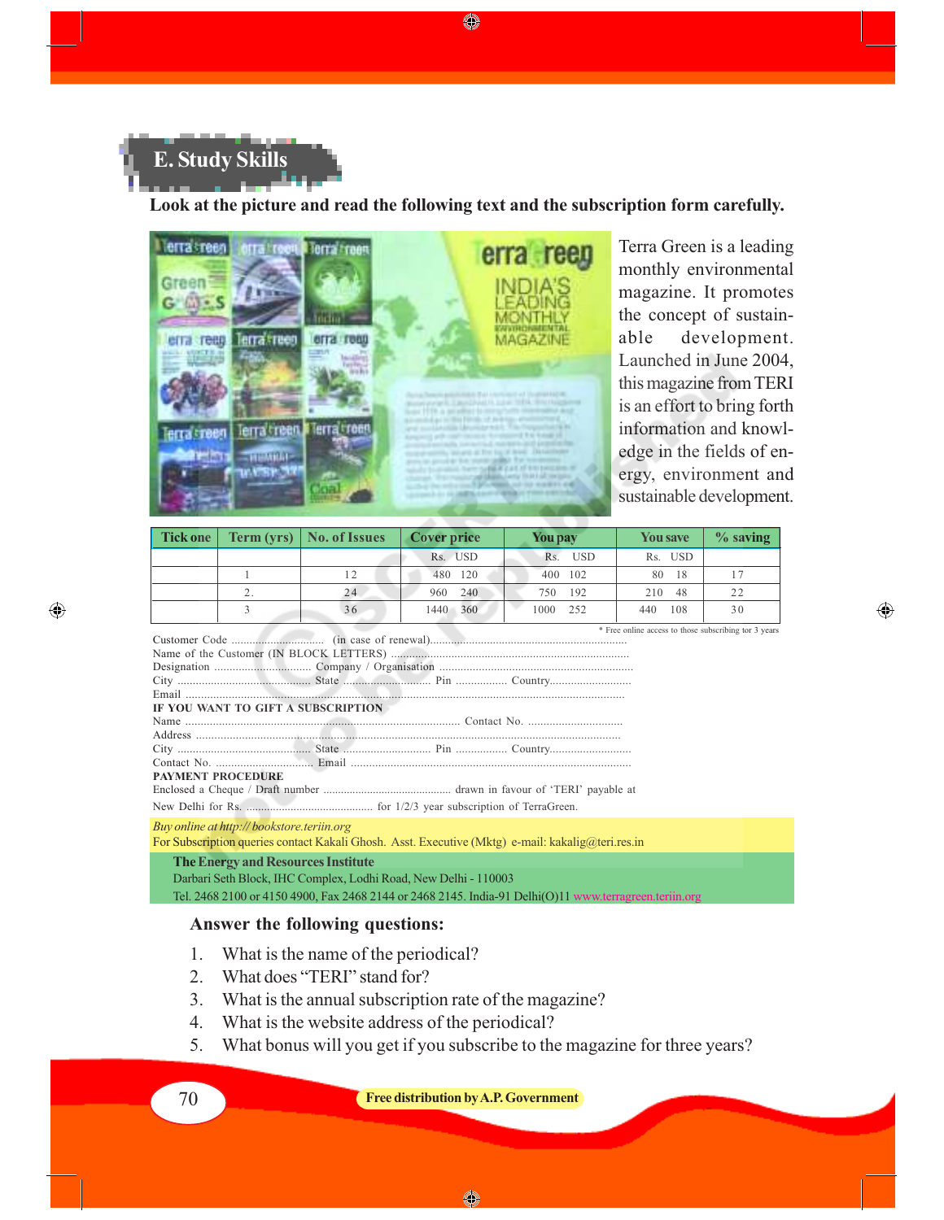## E. Study Skills

**Look at the picture and read the following text and the subscription form carefully.**

Terra Green is a leading monthly environmental magazine. It promotes the concept of sustainable development. Launched in June 2004, this magazine from TERI is an effort to bring forth information and knowledge in the fields of energy, environment and sustainable development.

| Tick one | Term (yrs) | No. of Issues | Cover price | You pay | You save | % saving |
|---|---|---|---|---|---|---|
| | | | Rs. USD | Rs. USD | Rs. USD | |
| | 1 | 12 | 480 120 | 400 102 | 80 18 | 17 |
| | 2. | 24 | 960 240 | 750 192 | 210 48 | 22 |
| | 3 | 36 | 1440 360 | 1000 252 | 440 108 | 30 |

\* Free online access to those subscribing tor 3 years

Customer Code ............................ (in case of renewal)..........................................................

Name of the Customer (IN BLOCK LETTERS) ..........................................................................

Designation ................................ Company / Organisation ..................................................

City .......................................... State ............................ Pin ................ Country...........................

Email ...............................................................................................................................

**IF YOU WANT TO GIFT A SUBSCRIPTION**

Name ............................................................................................ Contact No. ...............................

Address ...........................................................................................................................

City .......................................... State ............................ Pin ................ Country...........................

Contact No. ................................ Email ..........................................................................

**PAYMENT PROCEDURE**

Enclosed a Cheque / Draft number ........................................... drawn in favour of 'TERI' payable at New Delhi for Rs........................................... for 1/2/3 year subscription of TerraGreen.

*Buy online at http:// bookstore.teriin.org*

For Subscription queries contact Kakali Ghosh. Asst. Executive (Mktg) e-mail: kakalig@teri.res.in

**The Energy and Resources Institute**

Darbari Seth Block, IHC Complex, Lodhi Road, New Delhi - 110003

Tel. 2468 2100 or 4150 4900, Fax 2468 2144 or 2468 2145. India-91 Delhi(O)11 www.terragreen.teriin.org

### Answer the following questions:

1. What is the name of the periodical?
2. What does "TERI" stand for?
3. What is the annual subscription rate of the magazine?
4. What is the website address of the periodical?
5. What bonus will you get if you subscribe to the magazine for three years?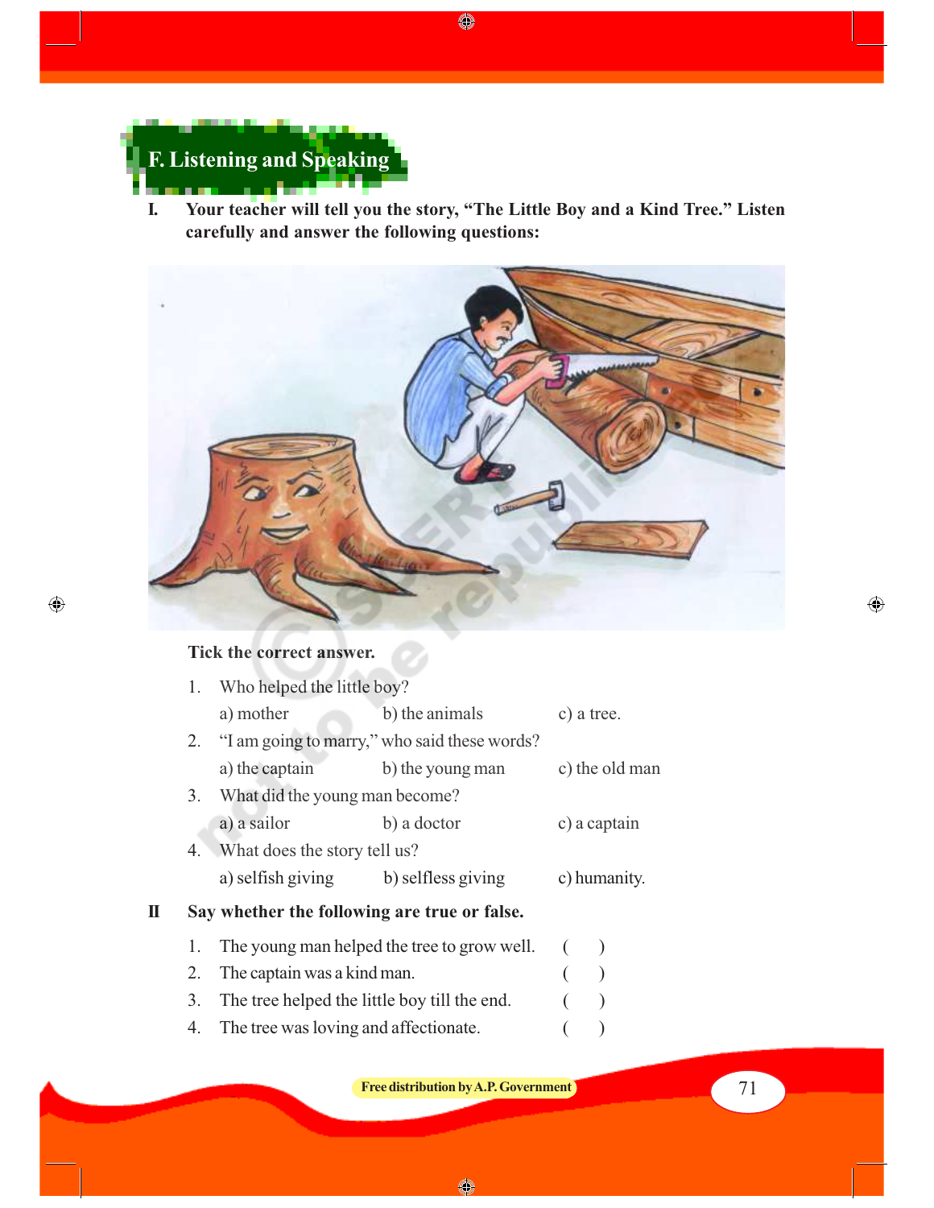## F. Listening and Speaking

**I. Your teacher will tell you the story, "The Little Boy and a Kind Tree." Listen carefully and answer the following questions:**

**Tick the correct answer.**

1. Who helped the little boy?
   a) mother  b) the animals  c) a tree.
2. "I am going to marry," who said these words?
   a) the captain  b) the young man  c) the old man
3. What did the young man become?
   a) a sailor  b) a doctor  c) a captain
4. What does the story tell us?
   a) selfish giving  b) selfless giving  c) humanity.

**II Say whether the following are true or false.**

1. The young man helped the tree to grow well. (   )
2. The captain was a kind man. (   )
3. The tree helped the little boy till the end. (   )
4. The tree was loving and affectionate. (   )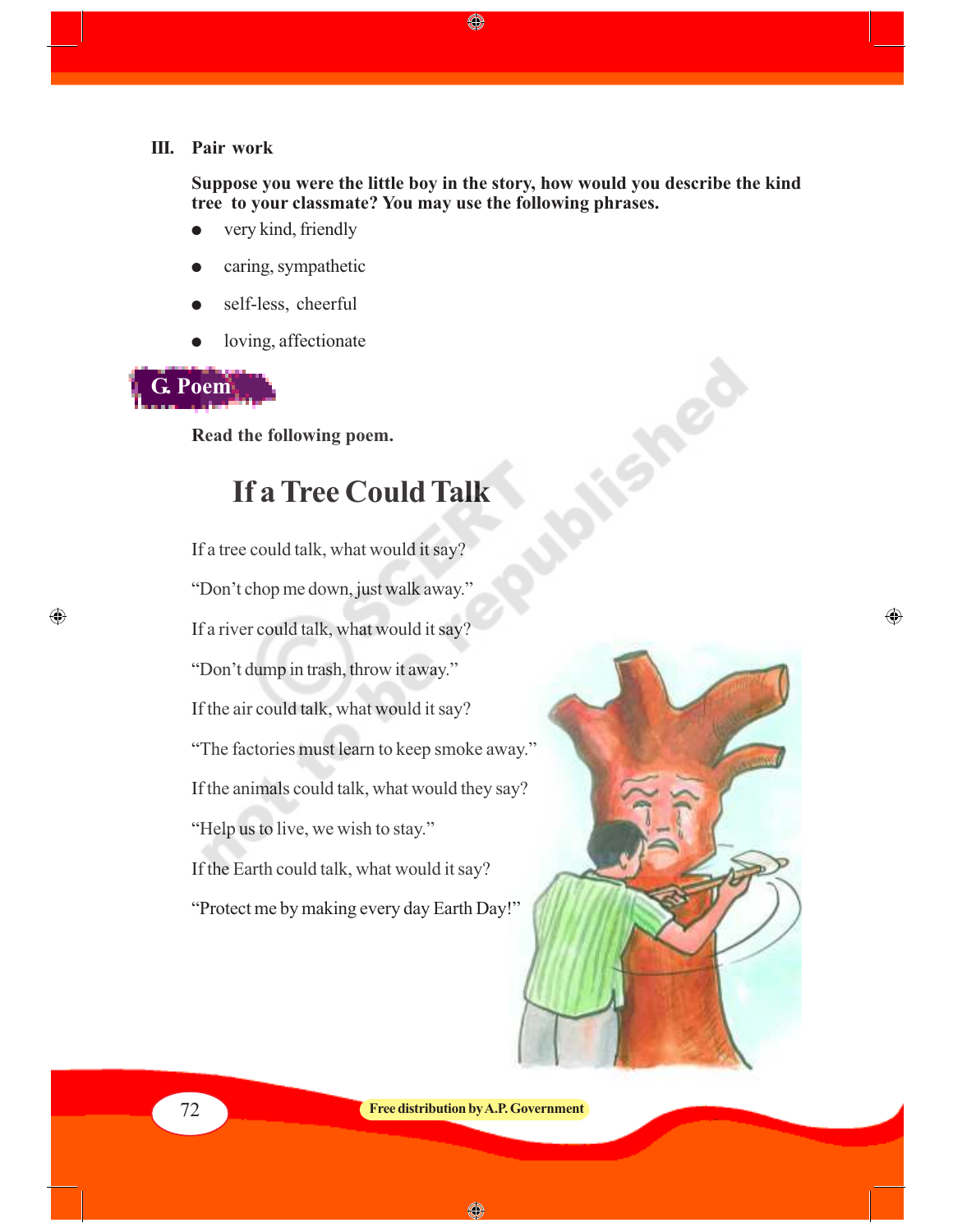### III. Pair work

**Suppose you were the little boy in the story, how would you describe the kind tree to your classmate? You may use the following phrases.**

- very kind, friendly
- caring, sympathetic
- self-less, cheerful
- loving, affectionate

## G. Poem

**Read the following poem.**

### If a Tree Could Talk

If a tree could talk, what would it say?

"Don't chop me down, just walk away."

If a river could talk, what would it say?

"Don't dump in trash, throw it away."

If the air could talk, what would it say?

"The factories must learn to keep smoke away."

If the animals could talk, what would they say?

"Help us to live, we wish to stay."

If the Earth could talk, what would it say?

"Protect me by making every day Earth Day!"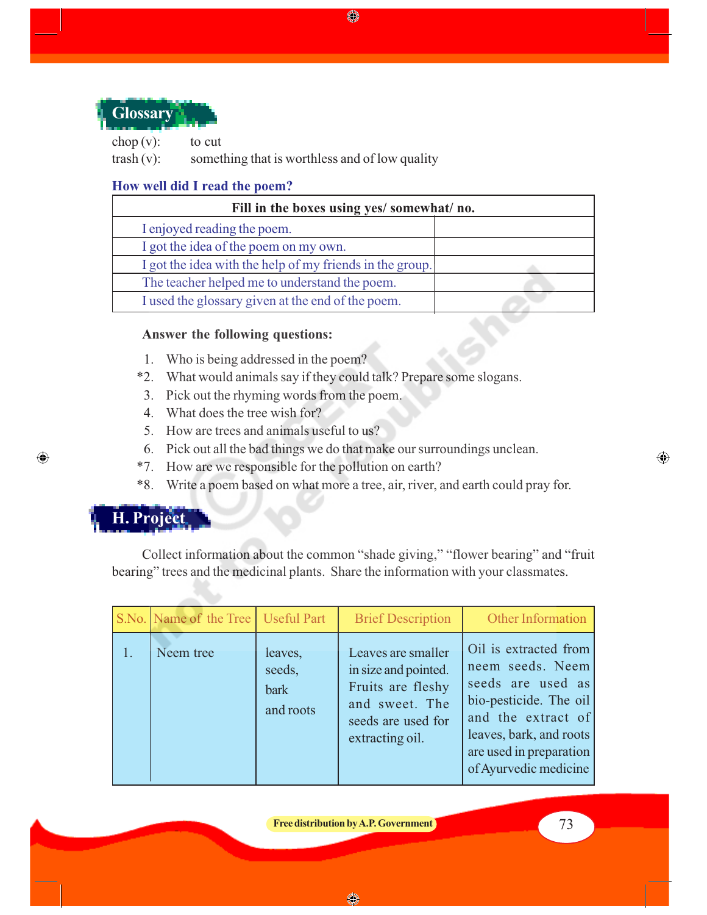## Glossary

chop (v): to cut

trash (v): something that is worthless and of low quality

### How well did I read the poem?

| Fill in the boxes using yes/ somewhat/ no. | |
|---|---|
| I enjoyed reading the poem. | |
| I got the idea of the poem on my own. | |
| I got the idea with the help of my friends in the group. | |
| The teacher helped me to understand the poem. | |
| I used the glossary given at the end of the poem. | |

**Answer the following questions:**

1. Who is being addressed in the poem?
*2. What would animals say if they could talk? Prepare some slogans.
3. Pick out the rhyming words from the poem.
4. What does the tree wish for?
5. How are trees and animals useful to us?
6. Pick out all the bad things we do that make our surroundings unclean.
*7. How are we responsible for the pollution on earth?
*8. Write a poem based on what more a tree, air, river, and earth could pray for.

## H. Project

Collect information about the common "shade giving," "flower bearing" and "fruit bearing" trees and the medicinal plants. Share the information with your classmates.

| S.No. | Name of the Tree | Useful Part | Brief Description | Other Information |
|---|---|---|---|---|
| 1. | Neem tree | leaves, seeds, bark and roots | Leaves are smaller in size and pointed. Fruits are fleshy and sweet. The seeds are used for extracting oil. | Oil is extracted from neem seeds. Neem seeds are used as bio-pesticide. The oil and the extract of leaves, bark, and roots are used in preparation of Ayurvedic medicine |

Free distribution by A.P. Government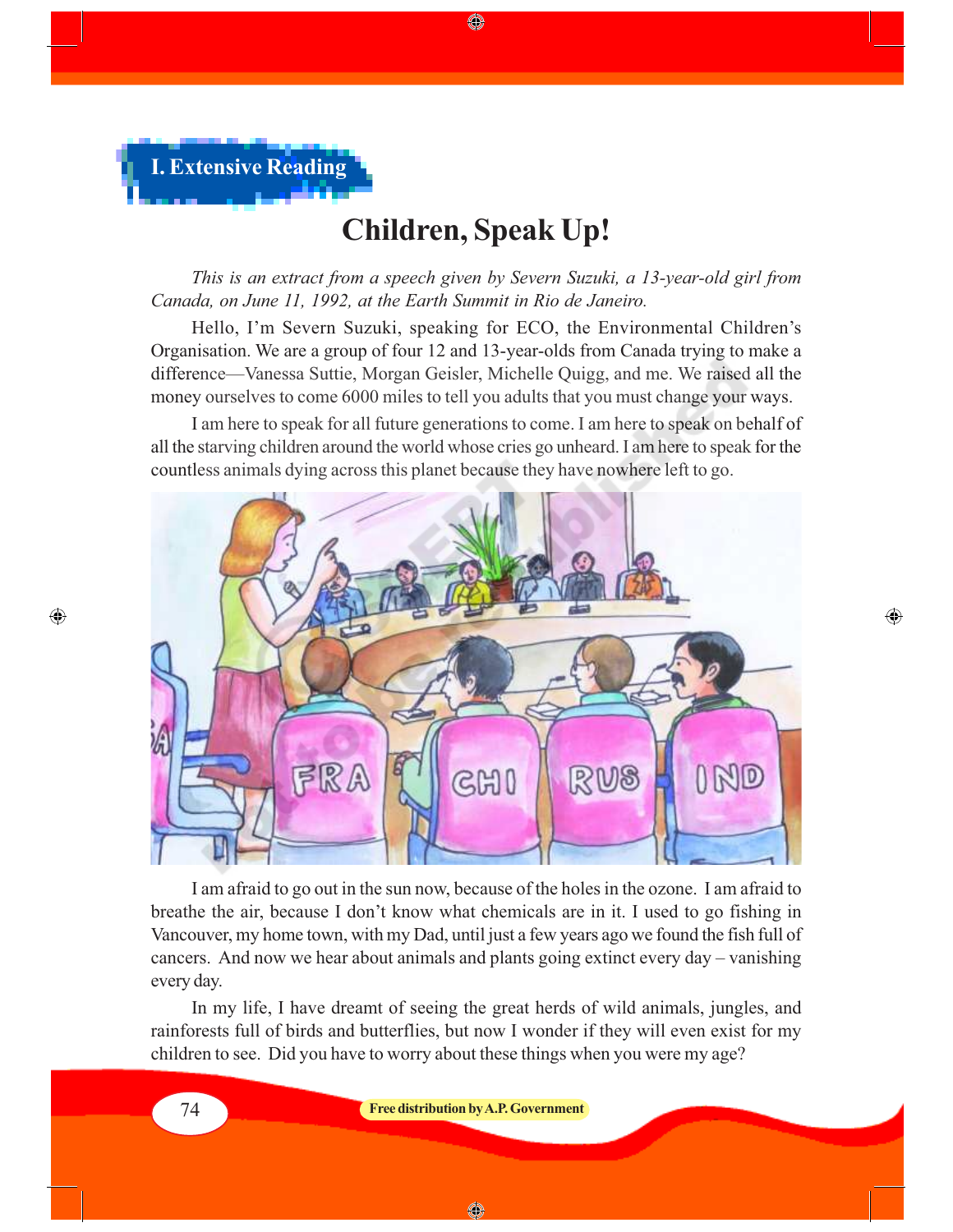## I. Extensive Reading

# Children, Speak Up!

*This is an extract from a speech given by Severn Suzuki, a 13-year-old girl from Canada, on June 11, 1992, at the Earth Summit in Rio de Janeiro.*

Hello, I'm Severn Suzuki, speaking for ECO, the Environmental Children's Organisation. We are a group of four 12 and 13-year-olds from Canada trying to make a difference—Vanessa Suttie, Morgan Geisler, Michelle Quigg, and me. We raised all the money ourselves to come 6000 miles to tell you adults that you must change your ways.

I am here to speak for all future generations to come. I am here to speak on behalf of all the starving children around the world whose cries go unheard. I am here to speak for the countless animals dying across this planet because they have nowhere left to go.

I am afraid to go out in the sun now, because of the holes in the ozone. I am afraid to breathe the air, because I don't know what chemicals are in it. I used to go fishing in Vancouver, my home town, with my Dad, until just a few years ago we found the fish full of cancers. And now we hear about animals and plants going extinct every day – vanishing every day.

In my life, I have dreamt of seeing the great herds of wild animals, jungles, and rainforests full of birds and butterflies, but now I wonder if they will even exist for my children to see. Did you have to worry about these things when you were my age?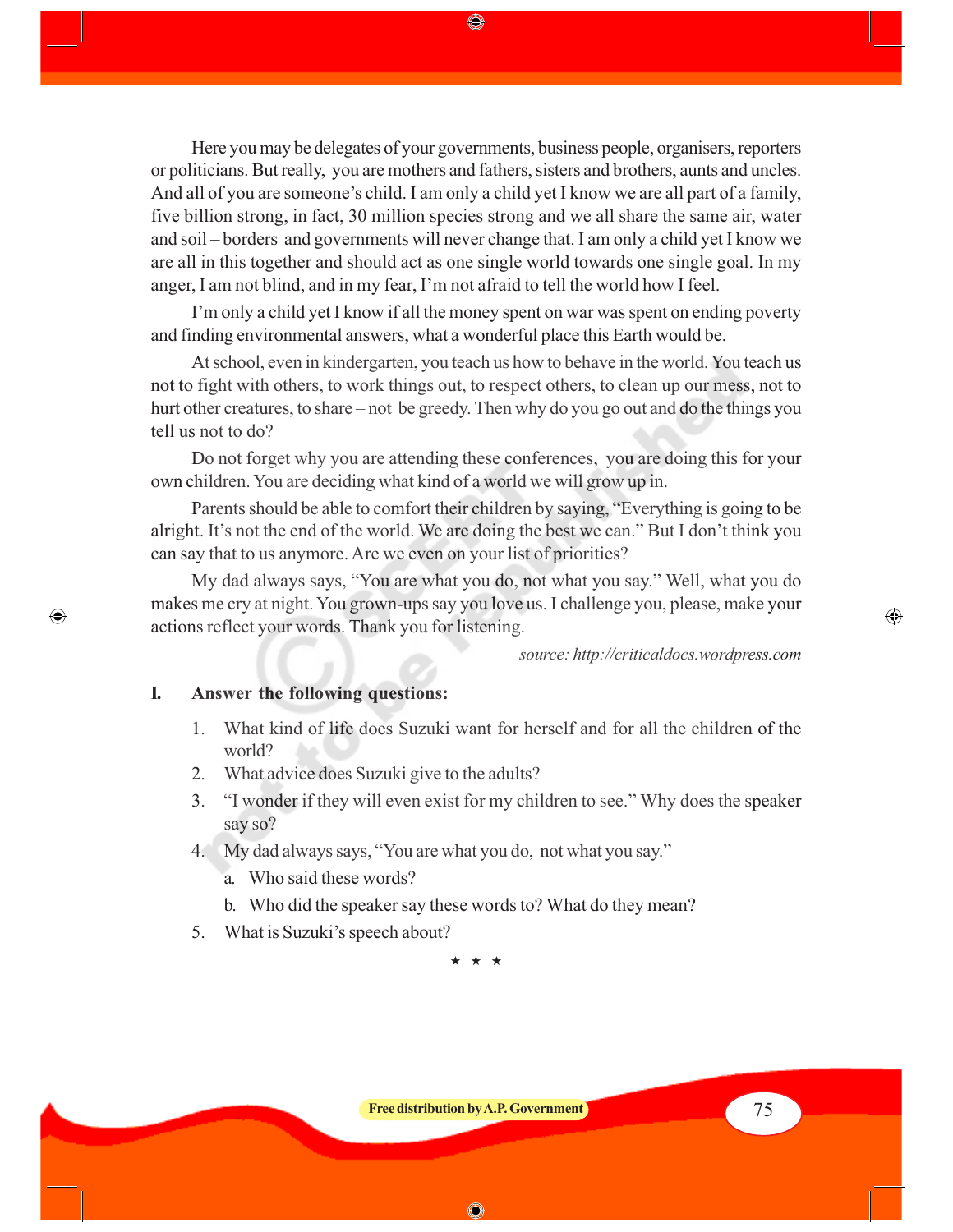Here you may be delegates of your governments, business people, organisers, reporters or politicians. But really, you are mothers and fathers, sisters and brothers, aunts and uncles. And all of you are someone's child. I am only a child yet I know we are all part of a family, five billion strong, in fact, 30 million species strong and we all share the same air, water and soil – borders and governments will never change that. I am only a child yet I know we are all in this together and should act as one single world towards one single goal. In my anger, I am not blind, and in my fear, I'm not afraid to tell the world how I feel.

I'm only a child yet I know if all the money spent on war was spent on ending poverty and finding environmental answers, what a wonderful place this Earth would be.

At school, even in kindergarten, you teach us how to behave in the world. You teach us not to fight with others, to work things out, to respect others, to clean up our mess, not to hurt other creatures, to share – not be greedy. Then why do you go out and do the things you tell us not to do?

Do not forget why you are attending these conferences, you are doing this for your own children. You are deciding what kind of a world we will grow up in.

Parents should be able to comfort their children by saying, "Everything is going to be alright. It's not the end of the world. We are doing the best we can." But I don't think you can say that to us anymore. Are we even on your list of priorities?

My dad always says, "You are what you do, not what you say." Well, what you do makes me cry at night. You grown-ups say you love us. I challenge you, please, make your actions reflect your words. Thank you for listening.

*source: http://criticaldocs.wordpress.com*

**I. Answer the following questions:**

1. What kind of life does Suzuki want for herself and for all the children of the world?
2. What advice does Suzuki give to the adults?
3. "I wonder if they will even exist for my children to see." Why does the speaker say so?
4. My dad always says, "You are what you do, not what you say."
   a. Who said these words?
   b. Who did the speaker say these words to? What do they mean?
5. What is Suzuki's speech about?

★ ★ ★